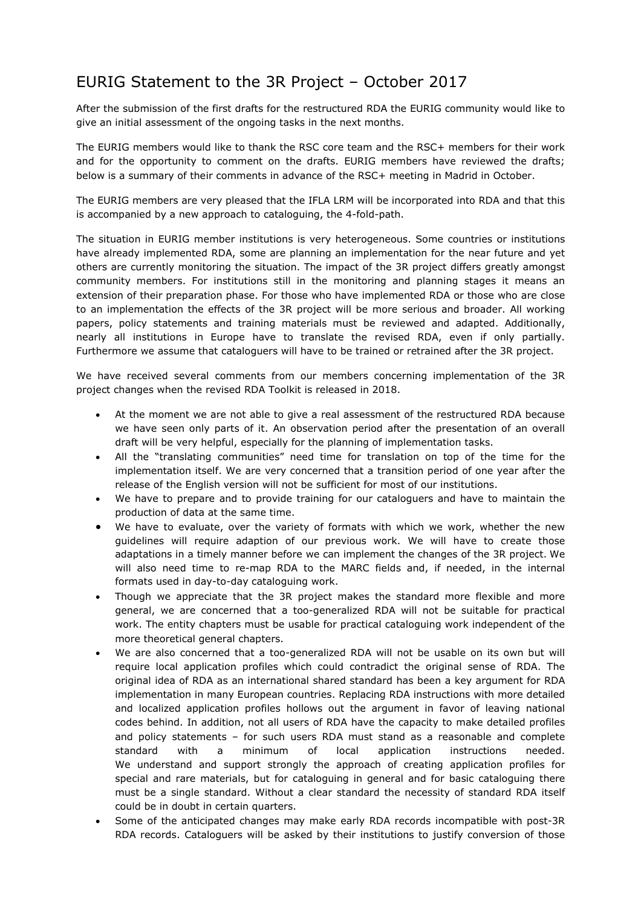# EURIG Statement to the 3R Project – October 2017

After the submission of the first drafts for the restructured RDA the EURIG community would like to give an initial assessment of the ongoing tasks in the next months.

The EURIG members would like to thank the RSC core team and the RSC+ members for their work and for the opportunity to comment on the drafts. EURIG members have reviewed the drafts; below is a summary of their comments in advance of the RSC+ meeting in Madrid in October.

The EURIG members are very pleased that the IFLA LRM will be incorporated into RDA and that this is accompanied by a new approach to cataloguing, the 4-fold-path.

The situation in EURIG member institutions is very heterogeneous. Some countries or institutions have already implemented RDA, some are planning an implementation for the near future and yet others are currently monitoring the situation. The impact of the 3R project differs greatly amongst community members. For institutions still in the monitoring and planning stages it means an extension of their preparation phase. For those who have implemented RDA or those who are close to an implementation the effects of the 3R project will be more serious and broader. All working papers, policy statements and training materials must be reviewed and adapted. Additionally, nearly all institutions in Europe have to translate the revised RDA, even if only partially. Furthermore we assume that cataloguers will have to be trained or retrained after the 3R project.

We have received several comments from our members concerning implementation of the 3R project changes when the revised RDA Toolkit is released in 2018.

- At the moment we are not able to give a real assessment of the restructured RDA because we have seen only parts of it. An observation period after the presentation of an overall draft will be very helpful, especially for the planning of implementation tasks.
- All the "translating communities" need time for translation on top of the time for the implementation itself. We are very concerned that a transition period of one year after the release of the English version will not be sufficient for most of our institutions.
- We have to prepare and to provide training for our cataloguers and have to maintain the production of data at the same time.
- We have to evaluate, over the variety of formats with which we work, whether the new guidelines will require adaption of our previous work. We will have to create those adaptations in a timely manner before we can implement the changes of the 3R project. We will also need time to re-map RDA to the MARC fields and, if needed, in the internal formats used in day-to-day cataloguing work.
- Though we appreciate that the 3R project makes the standard more flexible and more general, we are concerned that a too-generalized RDA will not be suitable for practical work. The entity chapters must be usable for practical cataloguing work independent of the more theoretical general chapters.
- We are also concerned that a too-generalized RDA will not be usable on its own but will require local application profiles which could contradict the original sense of RDA. The original idea of RDA as an international shared standard has been a key argument for RDA implementation in many European countries. Replacing RDA instructions with more detailed and localized application profiles hollows out the argument in favor of leaving national codes behind. In addition, not all users of RDA have the capacity to make detailed profiles and policy statements – for such users RDA must stand as a reasonable and complete standard with a minimum of local application instructions needed. We understand and support strongly the approach of creating application profiles for special and rare materials, but for cataloguing in general and for basic cataloguing there must be a single standard. Without a clear standard the necessity of standard RDA itself could be in doubt in certain quarters.
- Some of the anticipated changes may make early RDA records incompatible with post-3R RDA records. Cataloguers will be asked by their institutions to justify conversion of those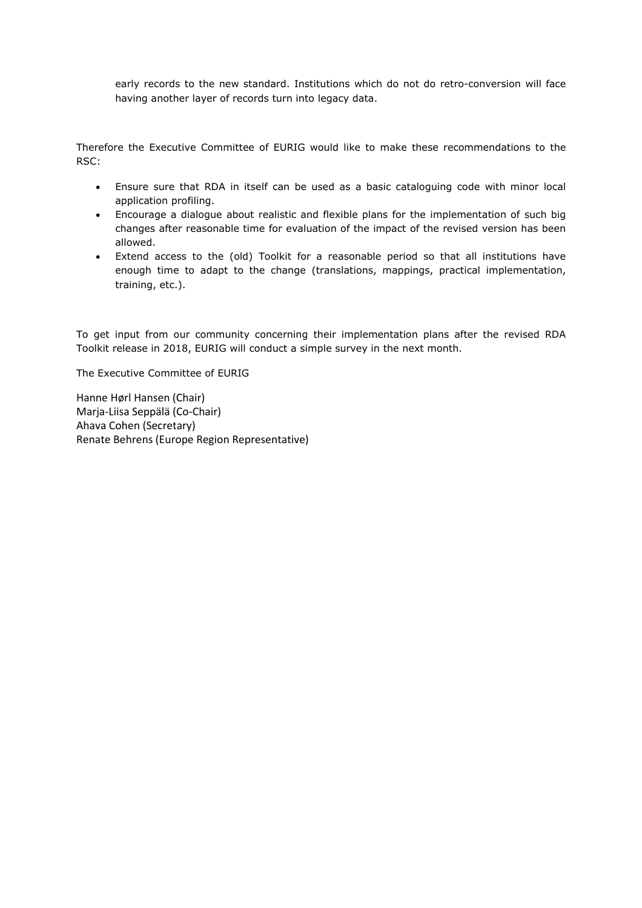early records to the new standard. Institutions which do not do retro-conversion will face having another layer of records turn into legacy data.

Therefore the Executive Committee of EURIG would like to make these recommendations to the RSC:

- Ensure sure that RDA in itself can be used as a basic cataloguing code with minor local application profiling.
- Encourage a dialogue about realistic and flexible plans for the implementation of such big changes after reasonable time for evaluation of the impact of the revised version has been allowed.
- Extend access to the (old) Toolkit for a reasonable period so that all institutions have enough time to adapt to the change (translations, mappings, practical implementation, training, etc.).

To get input from our community concerning their implementation plans after the revised RDA Toolkit release in 2018, EURIG will conduct a simple survey in the next month.

The Executive Committee of EURIG

Hanne Hørl Hansen (Chair)
Marja-Liisa Seppälä (Co-Chair)
Ahava Cohen (Secretary)
Renate Behrens (Europe Region Representative)